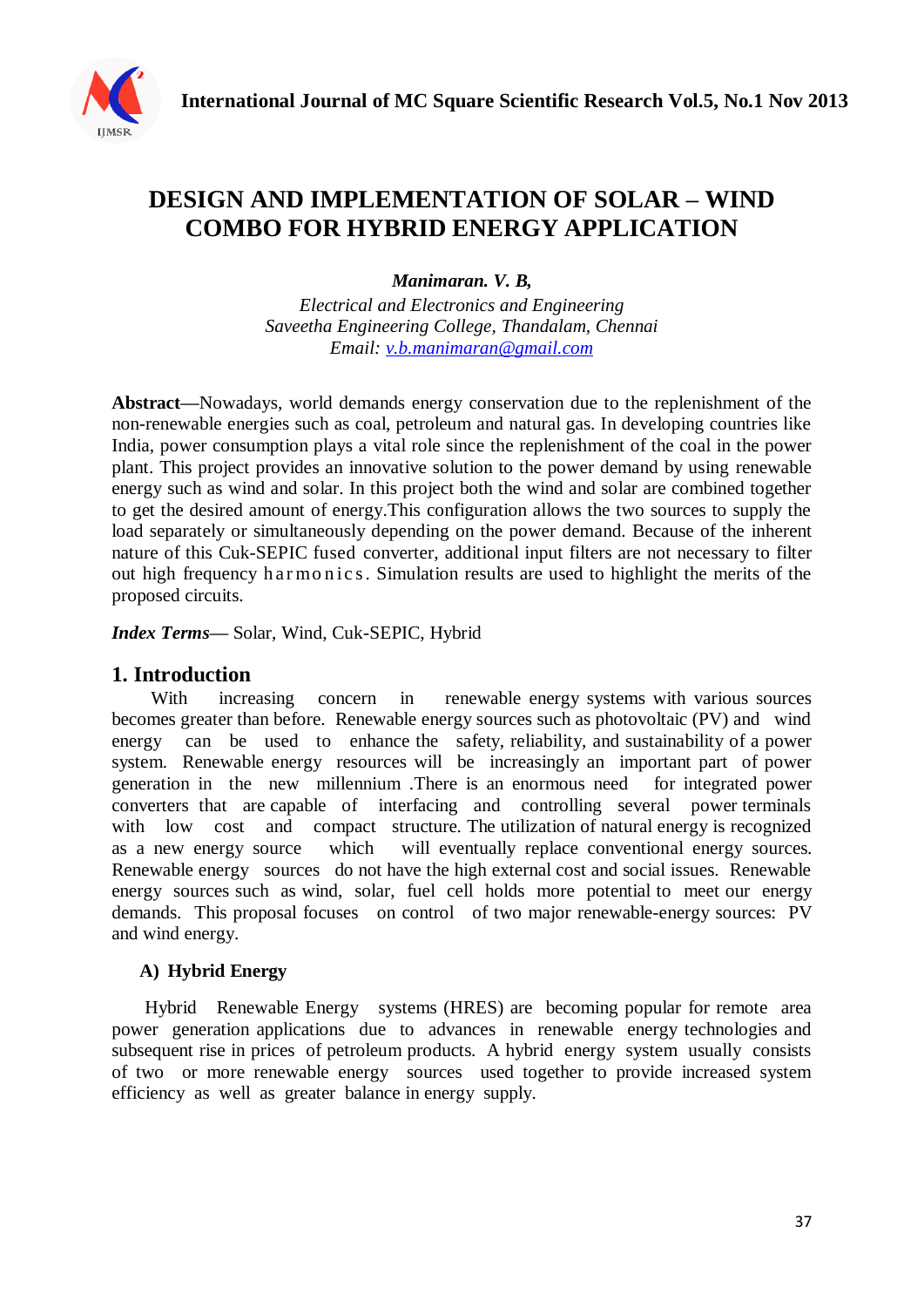# DESIGN AND IMPLEMENTATION OF SOLAR – WIND COMBO FOR HYBRID ENERGY APPLICATION

***Manimaran. V. B,***

*Electrical and Electronics and Engineering*
*Saveetha Engineering College, Thandalam, Chennai*
*Email: v.b.manimaran@gmail.com*

**Abstract**—Nowadays, world demands energy conservation due to the replenishment of the non-renewable energies such as coal, petroleum and natural gas. In developing countries like India, power consumption plays a vital role since the replenishment of the coal in the power plant. This project provides an innovative solution to the power demand by using renewable energy such as wind and solar. In this project both the wind and solar are combined together to get the desired amount of energy.This configuration allows the two sources to supply the load separately or simultaneously depending on the power demand. Because of the inherent nature of this Cuk-SEPIC fused converter, additional input filters are not necessary to filter out high frequency harmonics. Simulation results are used to highlight the merits of the proposed circuits.

***Index Terms***— Solar, Wind, Cuk-SEPIC, Hybrid

## 1. Introduction

With increasing concern in renewable energy systems with various sources becomes greater than before. Renewable energy sources such as photovoltaic (PV) and wind energy can be used to enhance the safety, reliability, and sustainability of a power system. Renewable energy resources will be increasingly an important part of power generation in the new millennium .There is an enormous need for integrated power converters that are capable of interfacing and controlling several power terminals with low cost and compact structure. The utilization of natural energy is recognized as a new energy source which will eventually replace conventional energy sources. Renewable energy sources do not have the high external cost and social issues. Renewable energy sources such as wind, solar, fuel cell holds more potential to meet our energy demands. This proposal focuses on control of two major renewable-energy sources: PV and wind energy.

### A) Hybrid Energy

Hybrid Renewable Energy systems (HRES) are becoming popular for remote area power generation applications due to advances in renewable energy technologies and subsequent rise in prices of petroleum products. A hybrid energy system usually consists of two or more renewable energy sources used together to provide increased system efficiency as well as greater balance in energy supply.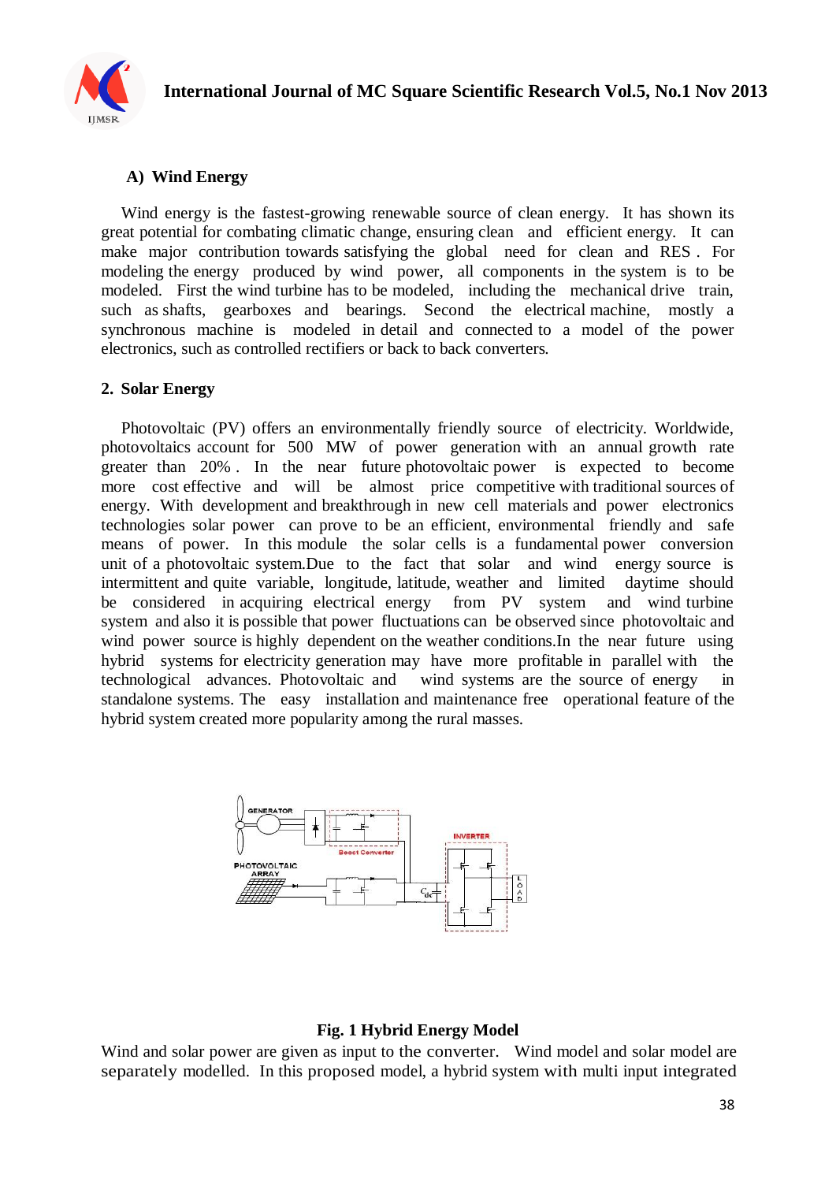### A) Wind Energy

Wind energy is the fastest-growing renewable source of clean energy. It has shown its great potential for combating climatic change, ensuring clean and efficient energy. It can make major contribution towards satisfying the global need for clean and RES . For modeling the energy produced by wind power, all components in the system is to be modeled. First the wind turbine has to be modeled, including the mechanical drive train, such as shafts, gearboxes and bearings. Second the electrical machine, mostly a synchronous machine is modeled in detail and connected to a model of the power electronics, such as controlled rectifiers or back to back converters.

### 2. Solar Energy

Photovoltaic (PV) offers an environmentally friendly source of electricity. Worldwide, photovoltaics account for 500 MW of power generation with an annual growth rate greater than 20% . In the near future photovoltaic power is expected to become more cost effective and will be almost price competitive with traditional sources of energy. With development and breakthrough in new cell materials and power electronics technologies solar power can prove to be an efficient, environmental friendly and safe means of power. In this module the solar cells is a fundamental power conversion unit of a photovoltaic system.Due to the fact that solar and wind energy source is intermittent and quite variable, longitude, latitude, weather and limited daytime should be considered in acquiring electrical energy from PV system and wind turbine system and also it is possible that power fluctuations can be observed since photovoltaic and wind power source is highly dependent on the weather conditions.In the near future using hybrid systems for electricity generation may have more profitable in parallel with the technological advances. Photovoltaic and wind systems are the source of energy in standalone systems. The easy installation and maintenance free operational feature of the hybrid system created more popularity among the rural masses.

**Fig. 1 Hybrid Energy Model**

Wind and solar power are given as input to the converter. Wind model and solar model are separately modelled. In this proposed model, a hybrid system with multi input integrated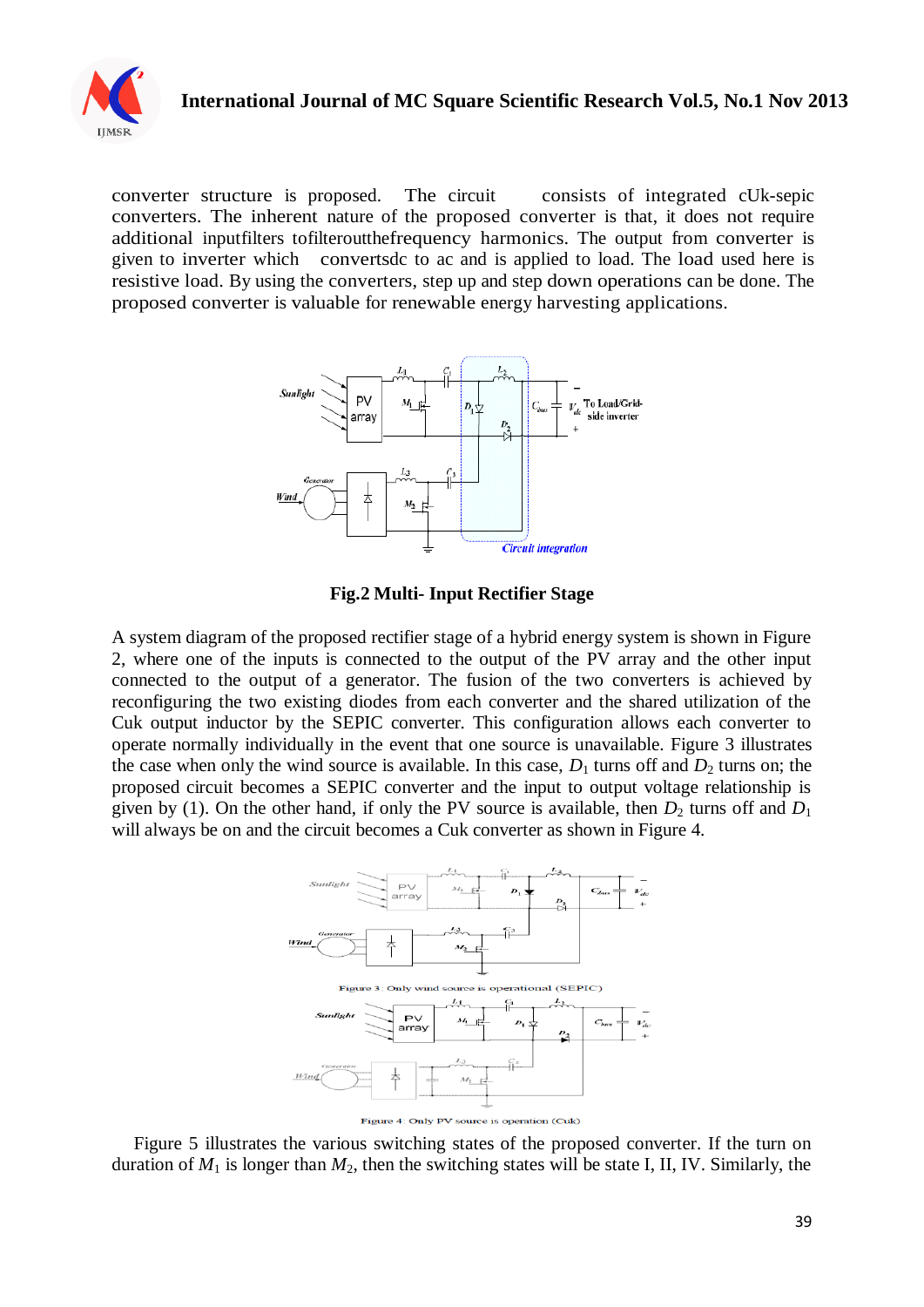converter structure is proposed. The circuit consists of integrated cUk-sepic converters. The inherent nature of the proposed converter is that, it does not require additional inputfilters tofilteroutthefrequency harmonics. The output from converter is given to inverter which convertsdc to ac and is applied to load. The load used here is resistive load. By using the converters, step up and step down operations can be done. The proposed converter is valuable for renewable energy harvesting applications.

**Fig.2 Multi- Input Rectifier Stage**

A system diagram of the proposed rectifier stage of a hybrid energy system is shown in Figure 2, where one of the inputs is connected to the output of the PV array and the other input connected to the output of a generator. The fusion of the two converters is achieved by reconfiguring the two existing diodes from each converter and the shared utilization of the Cuk output inductor by the SEPIC converter. This configuration allows each converter to operate normally individually in the event that one source is unavailable. Figure 3 illustrates the case when only the wind source is available. In this case, $D_1$ turns off and $D_2$ turns on; the proposed circuit becomes a SEPIC converter and the input to output voltage relationship is given by (1). On the other hand, if only the PV source is available, then $D_2$ turns off and $D_1$ will always be on and the circuit becomes a Cuk converter as shown in Figure 4.

Figure 3: Only wind source is operational (SEPIC)

Figure 4: Only PV source is operation (Cuk)

Figure 5 illustrates the various switching states of the proposed converter. If the turn on duration of $M_1$ is longer than $M_2$, then the switching states will be state I, II, IV. Similarly, the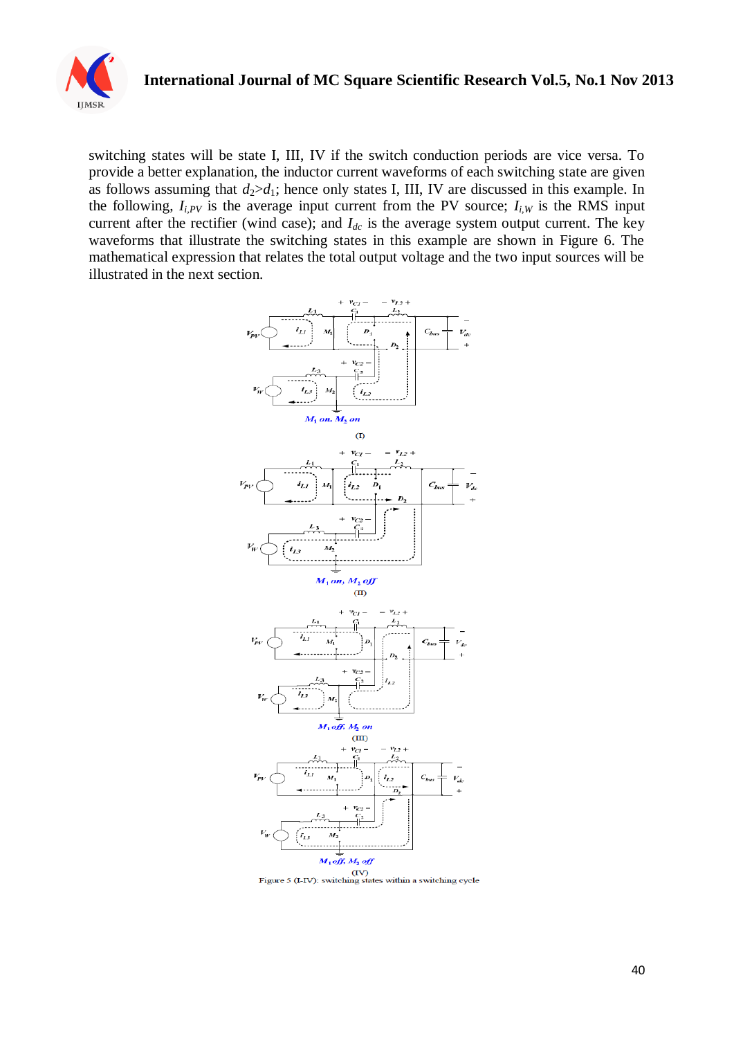switching states will be state I, III, IV if the switch conduction periods are vice versa. To provide a better explanation, the inductor current waveforms of each switching state are given as follows assuming that $d_2 > d_1$; hence only states I, III, IV are discussed in this example. In the following, $I_{i,PV}$ is the average input current from the PV source; $I_{i,W}$ is the RMS input current after the rectifier (wind case); and $I_{dc}$ is the average system output current. The key waveforms that illustrate the switching states in this example are shown in Figure 6. The mathematical expression that relates the total output voltage and the two input sources will be illustrated in the next section.

Figure 5 (I-IV): switching states within a switching cycle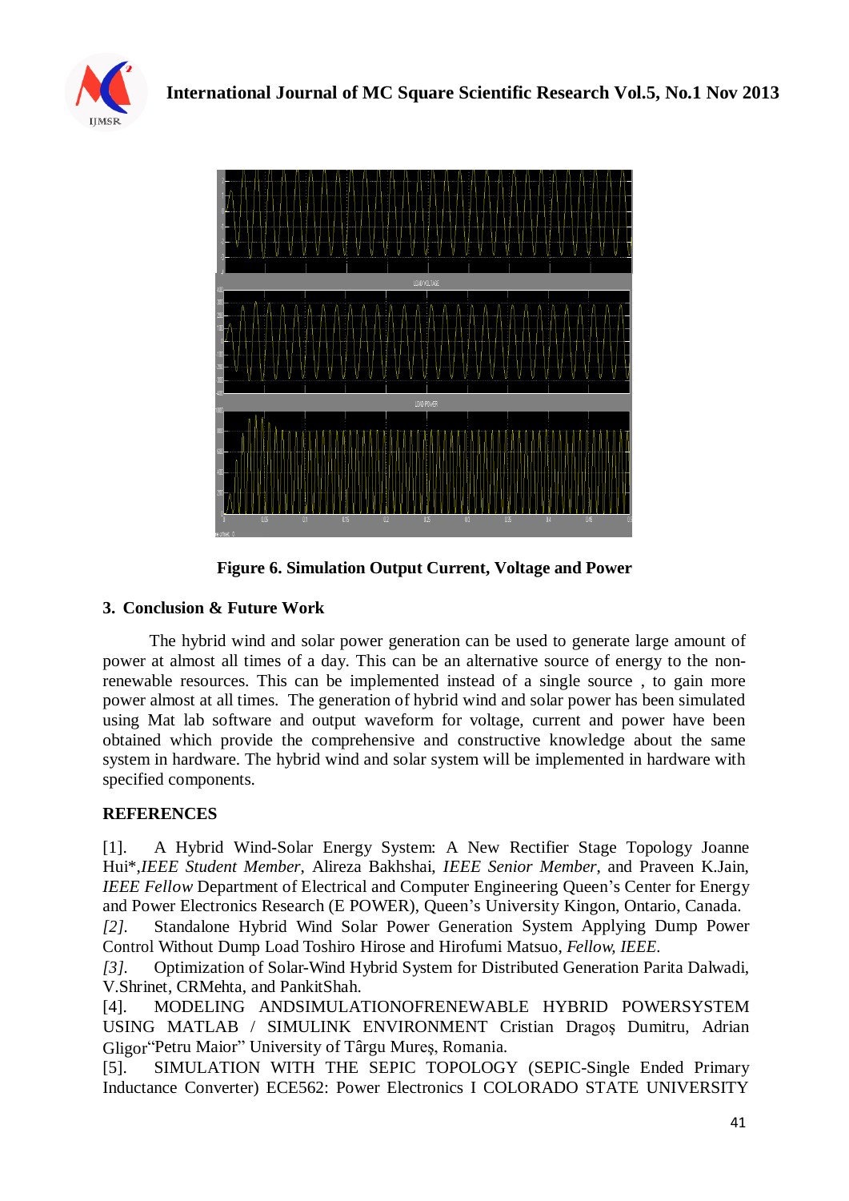**Figure 6. Simulation Output Current, Voltage and Power**

## 3. Conclusion & Future Work

The hybrid wind and solar power generation can be used to generate large amount of power at almost all times of a day. This can be an alternative source of energy to the non-renewable resources. This can be implemented instead of a single source , to gain more power almost at all times. The generation of hybrid wind and solar power has been simulated using Mat lab software and output waveform for voltage, current and power have been obtained which provide the comprehensive and constructive knowledge about the same system in hardware. The hybrid wind and solar system will be implemented in hardware with specified components.

## REFERENCES

[1]. A Hybrid Wind-Solar Energy System: A New Rectifier Stage Topology Joanne Hui*,*IEEE Student Member*, Alireza Bakhshai, *IEEE Senior Member*, and Praveen K.Jain, *IEEE Fellow* Department of Electrical and Computer Engineering Queen's Center for Energy and Power Electronics Research (E POWER), Queen's University Kingon, Ontario, Canada.

*[2].* Standalone Hybrid Wind Solar Power Generation System Applying Dump Power Control Without Dump Load Toshiro Hirose and Hirofumi Matsuo, *Fellow, IEEE*.

*[3].* Optimization of Solar-Wind Hybrid System for Distributed Generation Parita Dalwadi, V.Shrinet, CRMehta, and PankitShah.

[4]. MODELING ANDSIMULATIONOFRENEWABLE HYBRID POWERSYSTEM USING MATLAB / SIMULINK ENVIRONMENT Cristian Dragoş Dumitru, Adrian Gligor"Petru Maior" University of Târgu Mureş, Romania.

[5]. SIMULATION WITH THE SEPIC TOPOLOGY (SEPIC-Single Ended Primary Inductance Converter) ECE562: Power Electronics I COLORADO STATE UNIVERSITY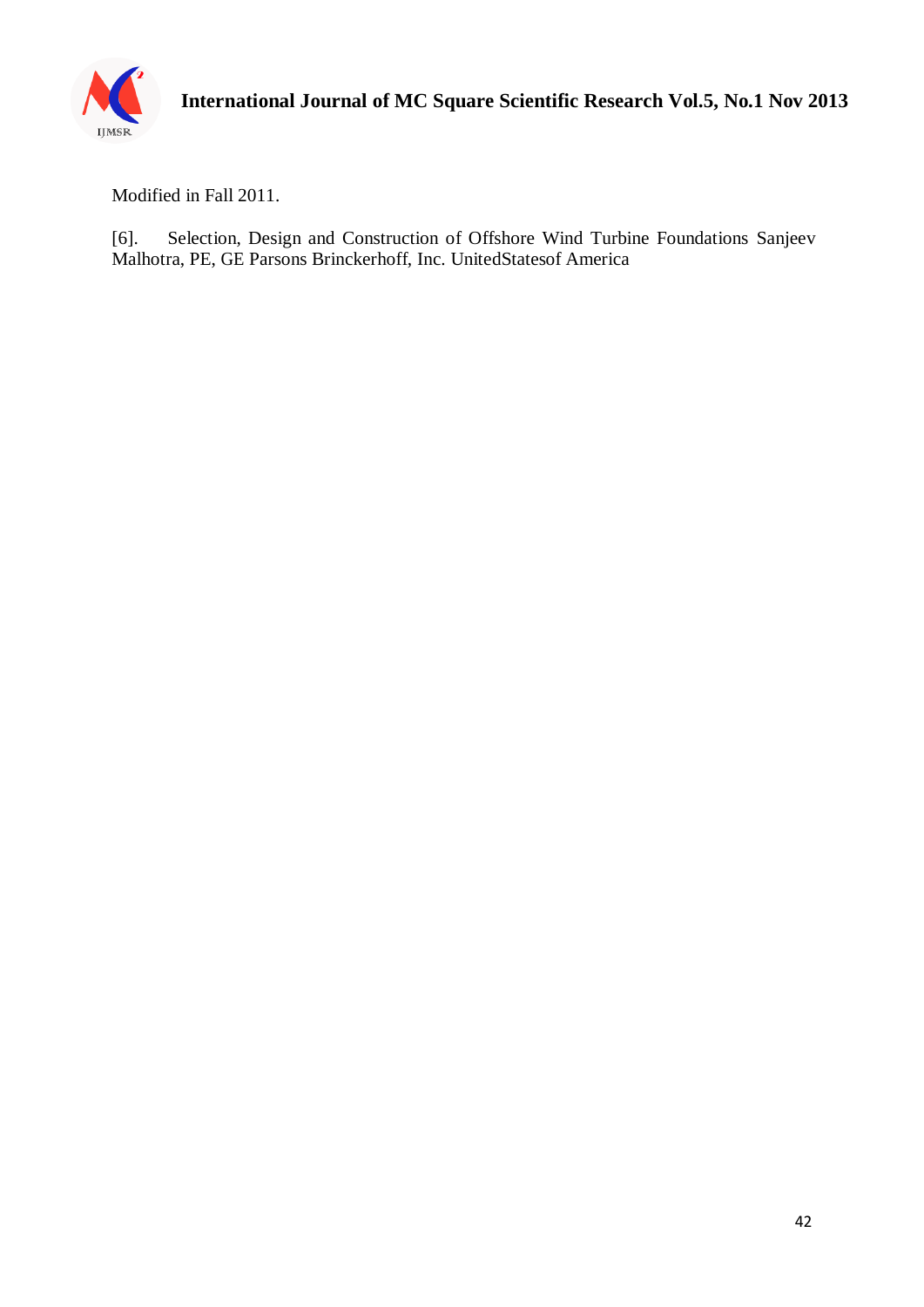Modified in Fall 2011.

[6]. Selection, Design and Construction of Offshore Wind Turbine Foundations Sanjeev Malhotra, PE, GE Parsons Brinckerhoff, Inc. UnitedStatesof America